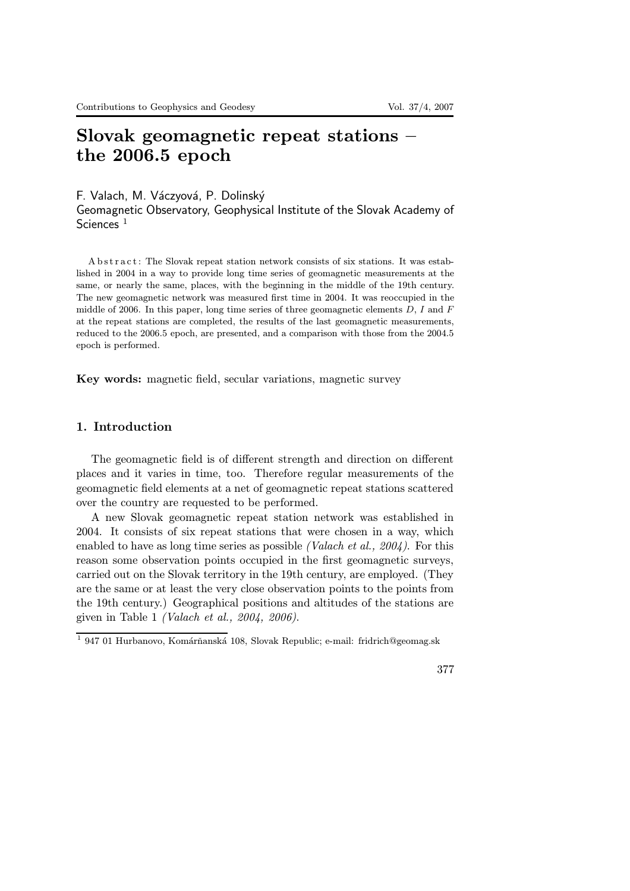# Slovak geomagnetic repeat stations – the 2006.5 epoch

F. Valach, M. Váczyová, P. Dolinský
Geomagnetic Observatory, Geophysical Institute of the Slovak Academy of Sciences [1]

Abstract: The Slovak repeat station network consists of six stations. It was established in 2004 in a way to provide long time series of geomagnetic measurements at the same, or nearly the same, places, with the beginning in the middle of the 19th century. The new geomagnetic network was measured first time in 2004. It was reoccupied in the middle of 2006. In this paper, long time series of three geomagnetic elements $D$, $I$ and $F$ at the repeat stations are completed, the results of the last geomagnetic measurements, reduced to the 2006.5 epoch, are presented, and a comparison with those from the 2004.5 epoch is performed.

**Key words:** magnetic field, secular variations, magnetic survey

## 1. Introduction

The geomagnetic field is of different strength and direction on different places and it varies in time, too. Therefore regular measurements of the geomagnetic field elements at a net of geomagnetic repeat stations scattered over the country are requested to be performed.

A new Slovak geomagnetic repeat station network was established in 2004. It consists of six repeat stations that were chosen in a way, which enabled to have as long time series as possible *(Valach et al., 2004)*. For this reason some observation points occupied in the first geomagnetic surveys, carried out on the Slovak territory in the 19th century, are employed. (They are the same or at least the very close observation points to the points from the 19th century.) Geographical positions and altitudes of the stations are given in Table 1 *(Valach et al., 2004, 2006)*.

[1] 947 01 Hurbanovo, Komárňanská 108, Slovak Republic; e-mail: fridrich@geomag.sk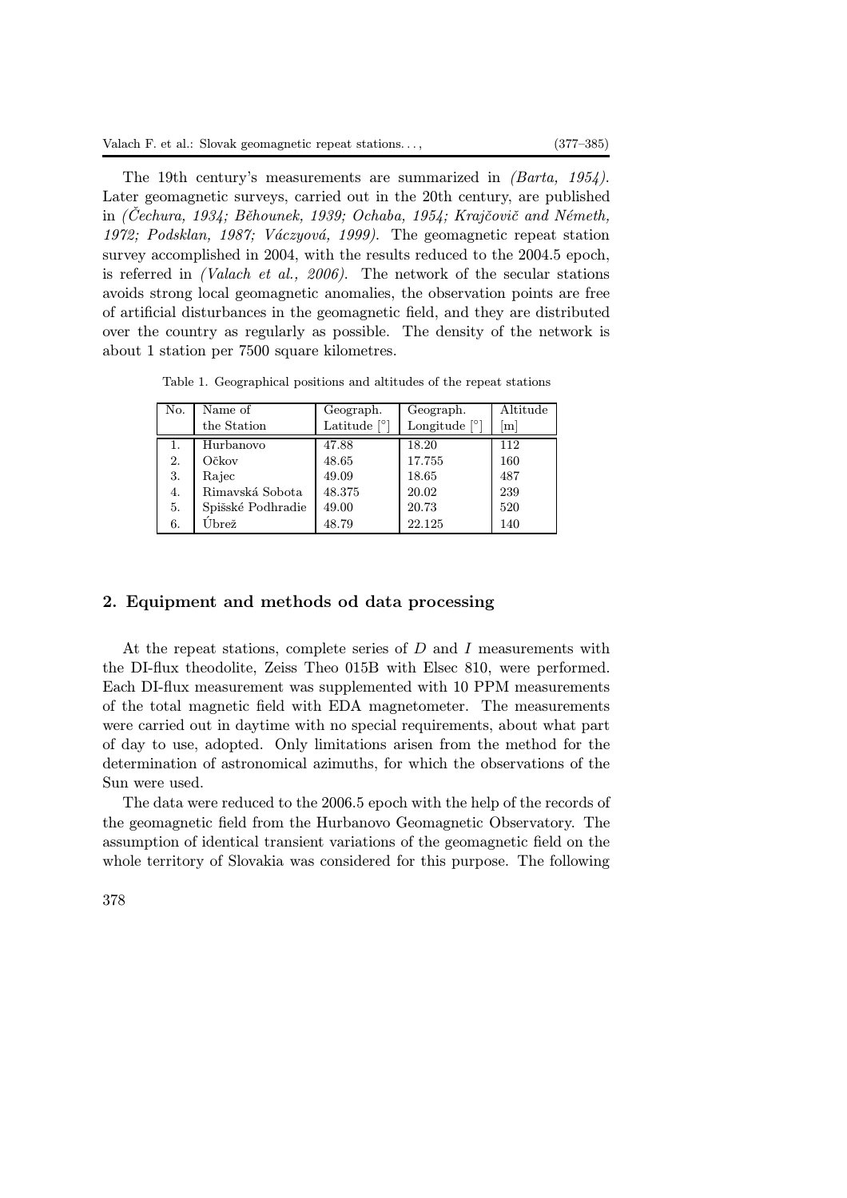The 19th century's measurements are summarized in *(Barta, 1954)*. Later geomagnetic surveys, carried out in the 20th century, are published in *(Čechura, 1934; Běhounek, 1939; Ochaba, 1954; Krajčovič and Németh, 1972; Podsklan, 1987; Váczyová, 1999)*. The geomagnetic repeat station survey accomplished in 2004, with the results reduced to the 2004.5 epoch, is referred in *(Valach et al., 2006)*. The network of the secular stations avoids strong local geomagnetic anomalies, the observation points are free of artificial disturbances in the geomagnetic field, and they are distributed over the country as regularly as possible. The density of the network is about 1 station per 7500 square kilometres.

Table 1. Geographical positions and altitudes of the repeat stations

| No. | Name of the Station | Geograph. Latitude [°] | Geograph. Longitude [°] | Altitude [m] |
|---|---|---|---|---|
| 1. | Hurbanovo | 47.88 | 18.20 | 112 |
| 2. | Očkov | 48.65 | 17.755 | 160 |
| 3. | Rajec | 49.09 | 18.65 | 487 |
| 4. | Rimavská Sobota | 48.375 | 20.02 | 239 |
| 5. | Spišské Podhradie | 49.00 | 20.73 | 520 |
| 6. | Úbrež | 48.79 | 22.125 | 140 |

## 2. Equipment and methods od data processing

At the repeat stations, complete series of $D$ and $I$ measurements with the DI-flux theodolite, Zeiss Theo 015B with Elsec 810, were performed. Each DI-flux measurement was supplemented with 10 PPM measurements of the total magnetic field with EDA magnetometer. The measurements were carried out in daytime with no special requirements, about what part of day to use, adopted. Only limitations arisen from the method for the determination of astronomical azimuths, for which the observations of the Sun were used.

The data were reduced to the 2006.5 epoch with the help of the records of the geomagnetic field from the Hurbanovo Geomagnetic Observatory. The assumption of identical transient variations of the geomagnetic field on the whole territory of Slovakia was considered for this purpose. The following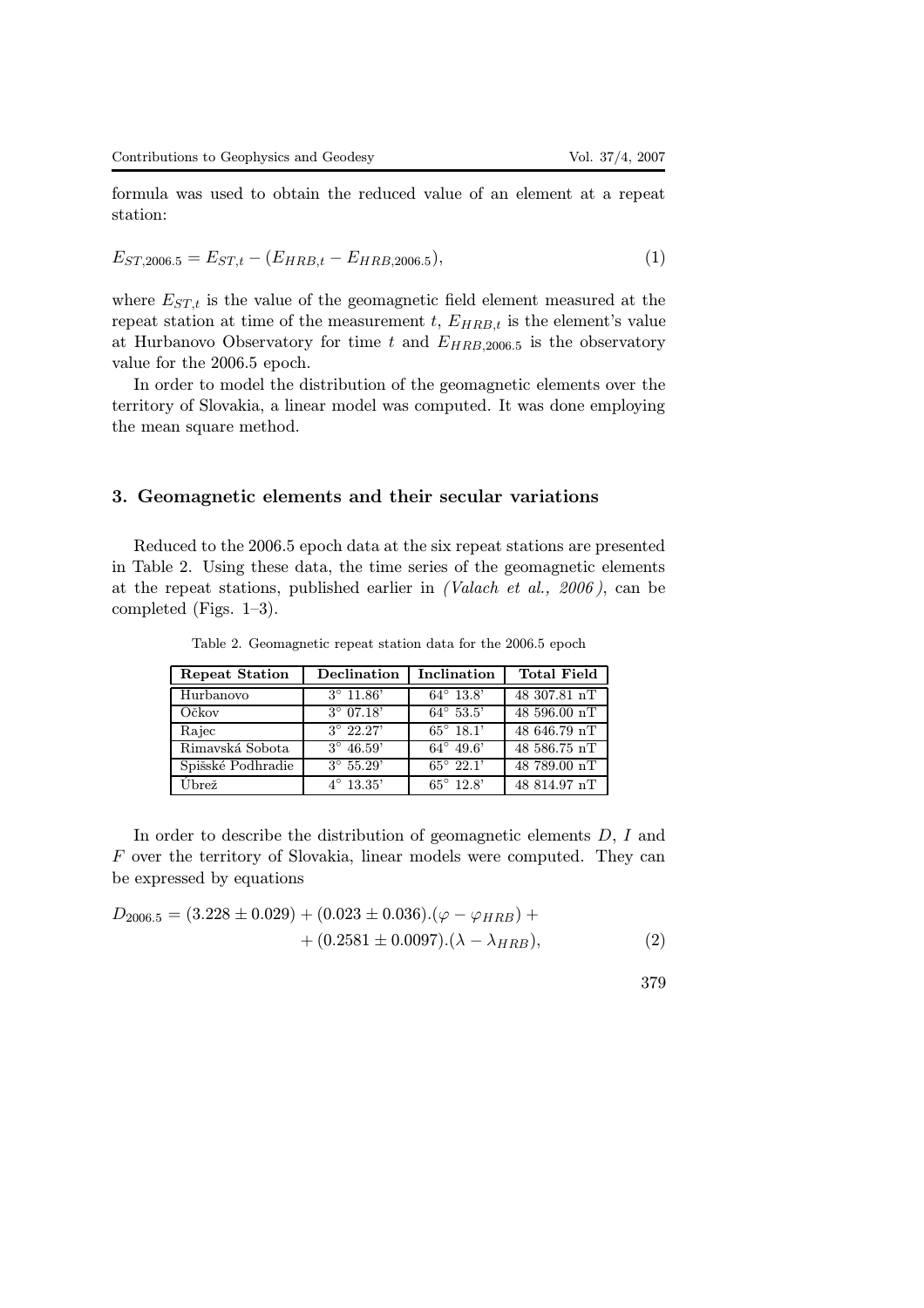formula was used to obtain the reduced value of an element at a repeat station:

$$E_{ST,2006.5} = E_{ST,t} - (E_{HRB,t} - E_{HRB,2006.5}), \tag{1}$$

where $E_{ST,t}$ is the value of the geomagnetic field element measured at the repeat station at time of the measurement $t$, $E_{HRB,t}$ is the element's value at Hurbanovo Observatory for time $t$ and $E_{HRB,2006.5}$ is the observatory value for the 2006.5 epoch.

In order to model the distribution of the geomagnetic elements over the territory of Slovakia, a linear model was computed. It was done employing the mean square method.

## 3. Geomagnetic elements and their secular variations

Reduced to the 2006.5 epoch data at the six repeat stations are presented in Table 2. Using these data, the time series of the geomagnetic elements at the repeat stations, published earlier in *(Valach et al., 2006)*, can be completed (Figs. 1–3).

Table 2. Geomagnetic repeat station data for the 2006.5 epoch

| Repeat Station | Declination | Inclination | Total Field |
|---|---|---|---|
| Hurbanovo | 3° 11.86' | 64° 13.8' | 48 307.81 nT |
| Očkov | 3° 07.18' | 64° 53.5' | 48 596.00 nT |
| Rajec | 3° 22.27' | 65° 18.1' | 48 646.79 nT |
| Rimavská Sobota | 3° 46.59' | 64° 49.6' | 48 586.75 nT |
| Spišské Podhradie | 3° 55.29' | 65° 22.1' | 48 789.00 nT |
| Úbrež | 4° 13.35' | 65° 12.8' | 48 814.97 nT |

In order to describe the distribution of geomagnetic elements $D$, $I$ and $F$ over the territory of Slovakia, linear models were computed. They can be expressed by equations

$$D_{2006.5} = (3.228 \pm 0.029) + (0.023 \pm 0.036).(\varphi - \varphi_{HRB}) + \\ + (0.2581 \pm 0.0097).(\lambda - \lambda_{HRB}), \tag{2}$$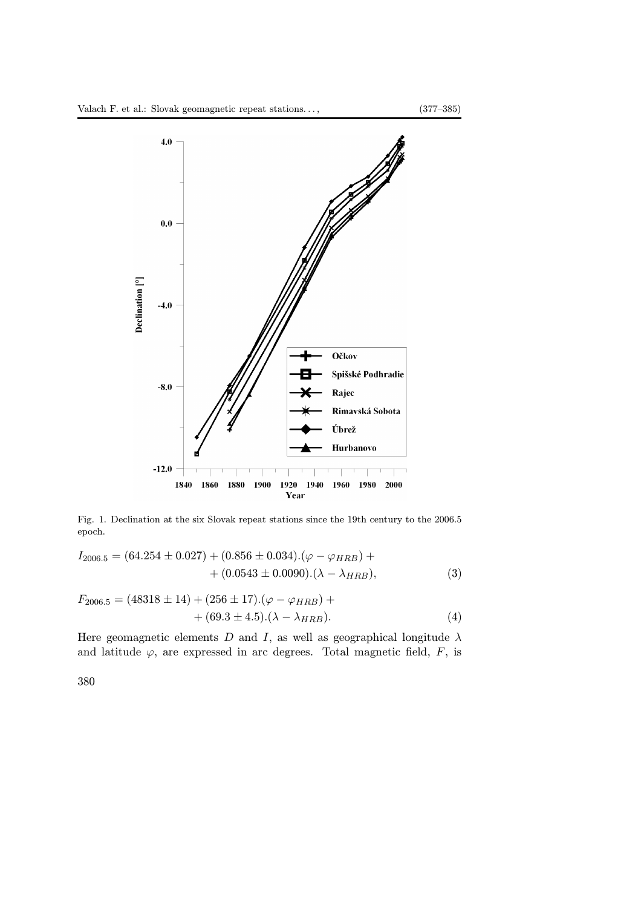Fig. 1. Declination at the six Slovak repeat stations since the 19th century to the 2006.5 epoch.

$$I_{2006.5} = (64.254 \pm 0.027) + (0.856 \pm 0.034).(\varphi - \varphi_{HRB}) + \\ + (0.0543 \pm 0.0090).(\lambda - \lambda_{HRB}), \quad (3)$$

$$F_{2006.5} = (48318 \pm 14) + (256 \pm 17).(\varphi - \varphi_{HRB}) + \\ + (69.3 \pm 4.5).(\lambda - \lambda_{HRB}). \quad (4)$$

Here geomagnetic elements $D$ and $I$, as well as geographical longitude $\lambda$ and latitude $\varphi$, are expressed in arc degrees. Total magnetic field, $F$, is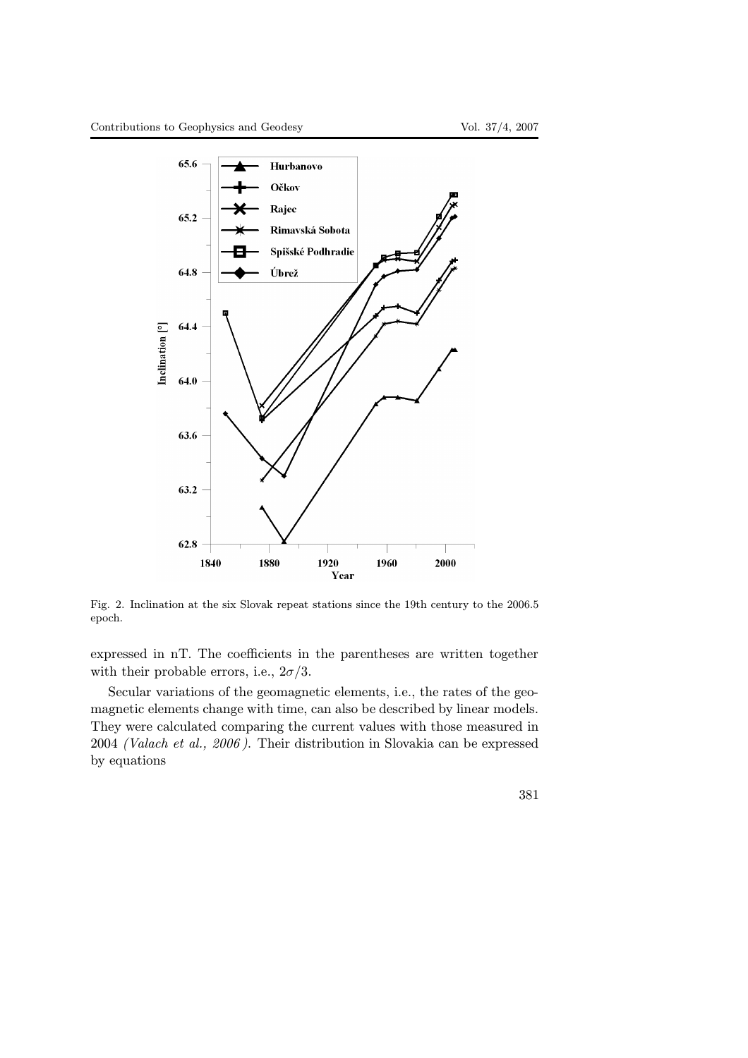Fig. 2. Inclination at the six Slovak repeat stations since the 19th century to the 2006.5 epoch.

expressed in nT. The coefficients in the parentheses are written together with their probable errors, i.e., $2\sigma/3$.

Secular variations of the geomagnetic elements, i.e., the rates of the geomagnetic elements change with time, can also be described by linear models. They were calculated comparing the current values with those measured in 2004 *(Valach et al., 2006)*. Their distribution in Slovakia can be expressed by equations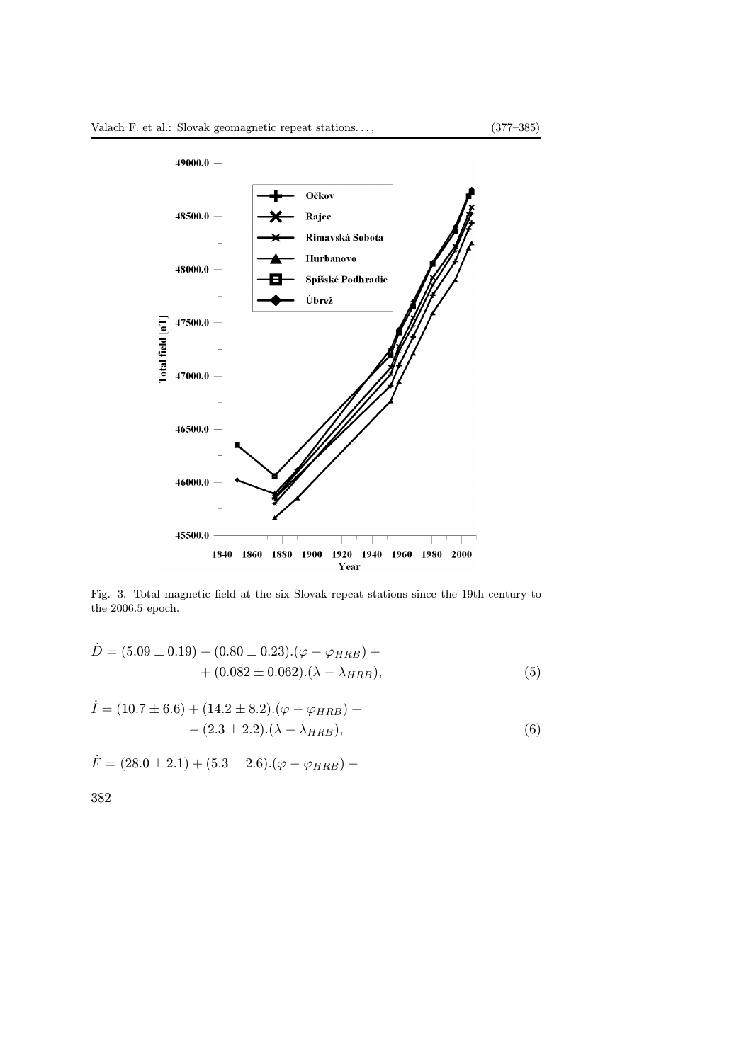Fig. 3. Total magnetic field at the six Slovak repeat stations since the 19th century to the 2006.5 epoch.

$$\dot{D} = (5.09 \pm 0.19) - (0.80 \pm 0.23).(\varphi - \varphi_{HRB}) + \\ + (0.082 \pm 0.062).(\lambda - \lambda_{HRB}), \quad (5)$$

$$\dot{I} = (10.7 \pm 6.6) + (14.2 \pm 8.2).(\varphi - \varphi_{HRB}) - \\ - (2.3 \pm 2.2).(\lambda - \lambda_{HRB}), \quad (6)$$

$$\dot{F} = (28.0 \pm 2.1) + (5.3 \pm 2.6).(\varphi - \varphi_{HRB}) -$$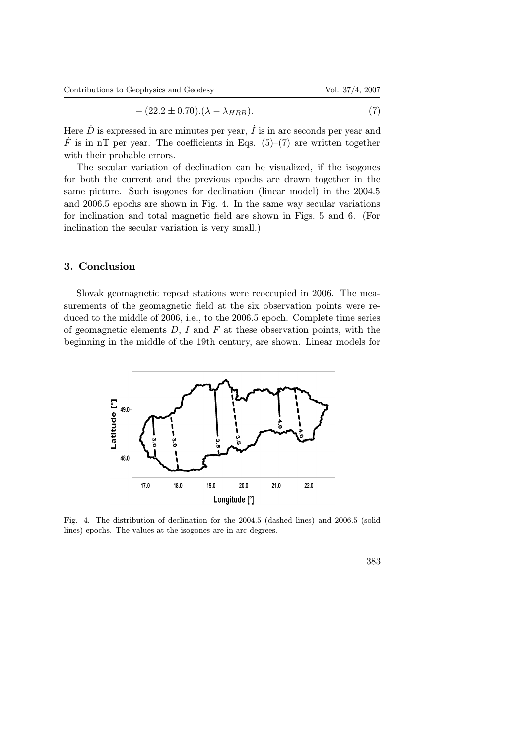$$-(22.2 \pm 0.70).(\lambda - \lambda_{HRB}). \tag{7}$$

Here $\dot{D}$ is expressed in arc minutes per year, $\dot{I}$ is in arc seconds per year and $\dot{F}$ is in nT per year. The coefficients in Eqs. (5)–(7) are written together with their probable errors.

The secular variation of declination can be visualized, if the isogones for both the current and the previous epochs are drawn together in the same picture. Such isogones for declination (linear model) in the 2004.5 and 2006.5 epochs are shown in Fig. 4. In the same way secular variations for inclination and total magnetic field are shown in Figs. 5 and 6. (For inclination the secular variation is very small.)

## 3. Conclusion

Slovak geomagnetic repeat stations were reoccupied in 2006. The measurements of the geomagnetic field at the six observation points were reduced to the middle of 2006, i.e., to the 2006.5 epoch. Complete time series of geomagnetic elements $D$, $I$ and $F$ at these observation points, with the beginning in the middle of the 19th century, are shown. Linear models for

Fig. 4. The distribution of declination for the 2004.5 (dashed lines) and 2006.5 (solid lines) epochs. The values at the isogones are in arc degrees.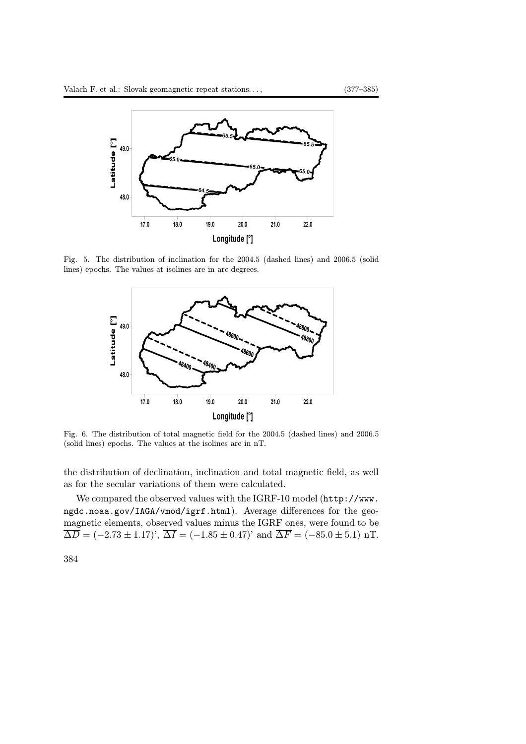Fig. 5. The distribution of inclination for the 2004.5 (dashed lines) and 2006.5 (solid lines) epochs. The values at isolines are in arc degrees.

Fig. 6. The distribution of total magnetic field for the 2004.5 (dashed lines) and 2006.5 (solid lines) epochs. The values at the isolines are in nT.

the distribution of declination, inclination and total magnetic field, as well as for the secular variations of them were calculated.

We compared the observed values with the IGRF-10 model (http://www.ngdc.noaa.gov/IAGA/vmod/igrf.html). Average differences for the geomagnetic elements, observed values minus the IGRF ones, were found to be $\overline{\Delta D} = (-2.73 \pm 1.17)$', $\overline{\Delta I} = (-1.85 \pm 0.47)$' and $\overline{\Delta F} = (-85.0 \pm 5.1)$ nT.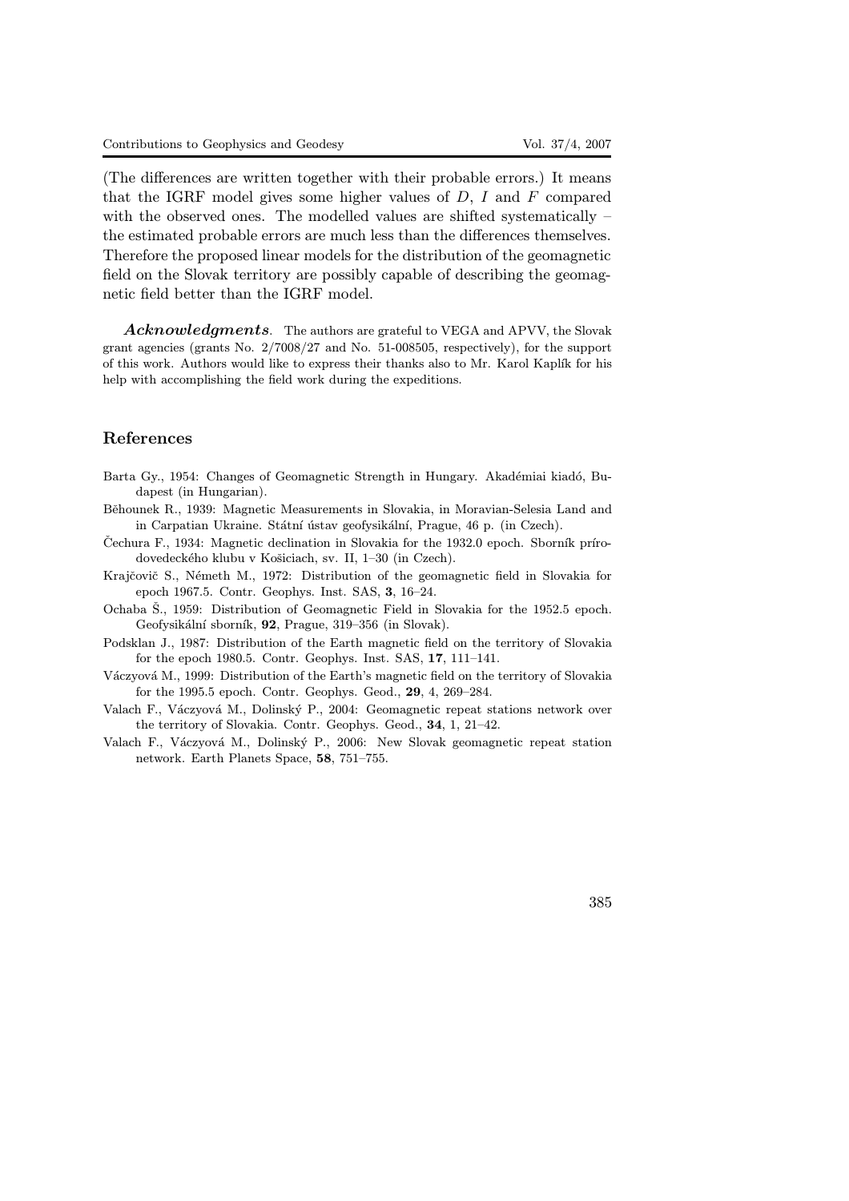(The differences are written together with their probable errors.) It means that the IGRF model gives some higher values of $D$, $I$ and $F$ compared with the observed ones. The modelled values are shifted systematically – the estimated probable errors are much less than the differences themselves. Therefore the proposed linear models for the distribution of the geomagnetic field on the Slovak territory are possibly capable of describing the geomagnetic field better than the IGRF model.

***Acknowledgments***. The authors are grateful to VEGA and APVV, the Slovak grant agencies (grants No. 2/7008/27 and No. 51-008505, respectively), for the support of this work. Authors would like to express their thanks also to Mr. Karol Kaplík for his help with accomplishing the field work during the expeditions.

## References

Barta Gy., 1954: Changes of Geomagnetic Strength in Hungary. Akadémiai kiadó, Budapest (in Hungarian).

Běhounek R., 1939: Magnetic Measurements in Slovakia, in Moravian-Selesia Land and in Carpatian Ukraine. Státní ústav geofysikální, Prague, 46 p. (in Czech).

Čechura F., 1934: Magnetic declination in Slovakia for the 1932.0 epoch. Sborník prírodovedeckého klubu v Košiciach, sv. II, 1–30 (in Czech).

Krajčovič S., Németh M., 1972: Distribution of the geomagnetic field in Slovakia for epoch 1967.5. Contr. Geophys. Inst. SAS, **3**, 16–24.

Ochaba Š., 1959: Distribution of Geomagnetic Field in Slovakia for the 1952.5 epoch. Geofysikální sborník, **92**, Prague, 319–356 (in Slovak).

Podsklan J., 1987: Distribution of the Earth magnetic field on the territory of Slovakia for the epoch 1980.5. Contr. Geophys. Inst. SAS, **17**, 111–141.

Váczyová M., 1999: Distribution of the Earth's magnetic field on the territory of Slovakia for the 1995.5 epoch. Contr. Geophys. Geod., **29**, 4, 269–284.

Valach F., Váczyová M., Dolinský P., 2004: Geomagnetic repeat stations network over the territory of Slovakia. Contr. Geophys. Geod., **34**, 1, 21–42.

Valach F., Váczyová M., Dolinský P., 2006: New Slovak geomagnetic repeat station network. Earth Planets Space, **58**, 751–755.